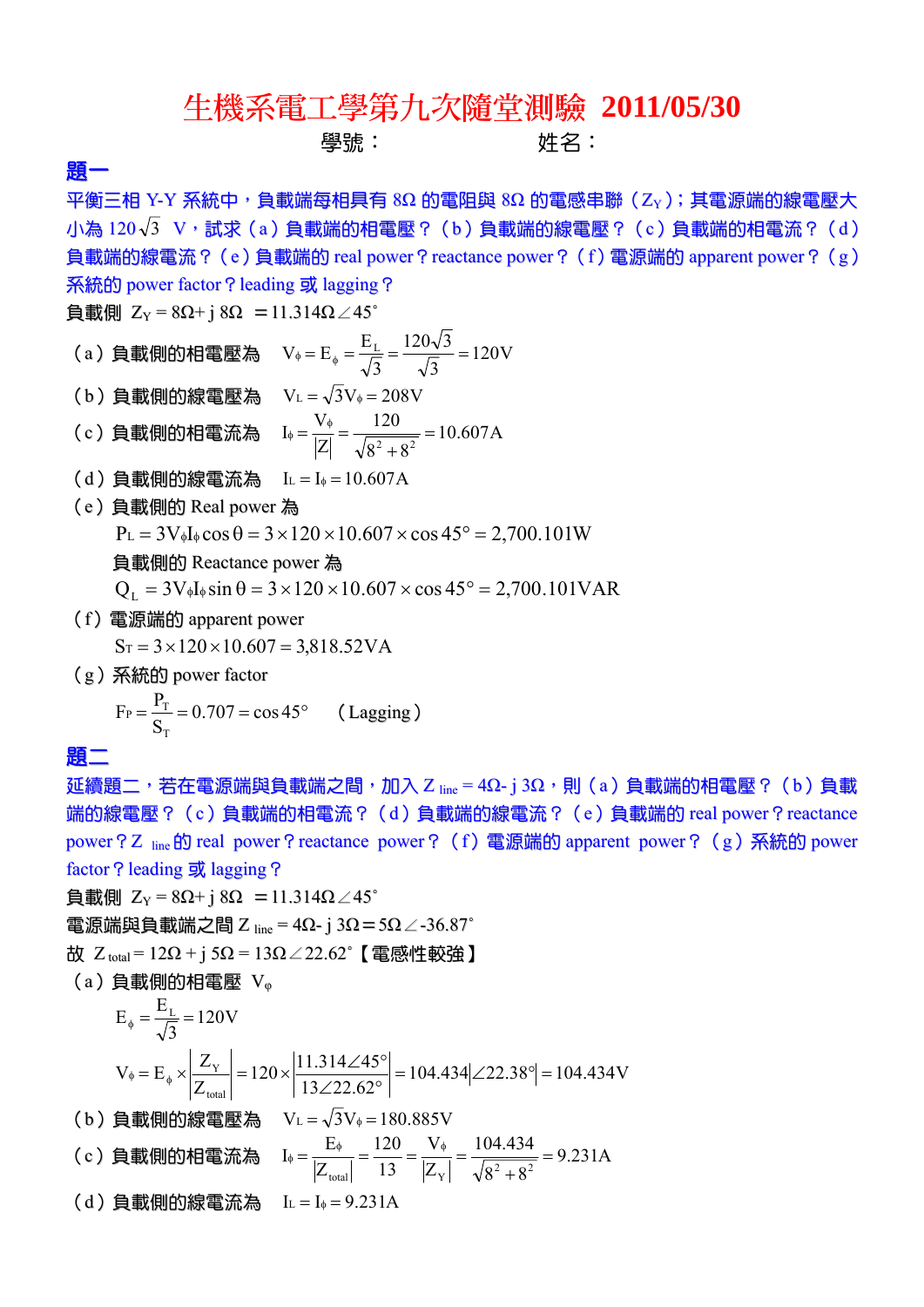# 生機系電工學第九次隨堂測驗 2011/05/30

學號：　　　　　　　　姓名：

## 題一

平衡三相 Y-Y 系統中，負載端每相具有 8Ω 的電阻與 8Ω 的電感串聯（$Z_Y$）；其電源端的線電壓大小為 $120\sqrt{3}$ V，試求（a）負載端的相電壓？（b）負載端的線電壓？（c）負載端的相電流？（d）負載端的線電流？（e）負載端的 real power？reactance power？（f）電源端的 apparent power？（g）系統的 power factor？leading 或 lagging？

負載側 $Z_Y = 8\Omega + j\,8\Omega = 11.314\Omega\angle 45^\circ$

（a）負載側的相電壓為 $V_\phi = E_\phi = \dfrac{E_L}{\sqrt{3}} = \dfrac{120\sqrt{3}}{\sqrt{3}} = 120\text{V}$

（b）負載側的線電壓為 $V_L = \sqrt{3}V_\phi = 208\text{V}$

（c）負載側的相電流為 $I_\phi = \dfrac{V_\phi}{|Z|} = \dfrac{120}{\sqrt{8^2+8^2}} = 10.607\text{A}$

（d）負載側的線電流為 $I_L = I_\phi = 10.607\text{A}$

（e）負載側的 Real power 為

$$P_L = 3V_\phi I_\phi \cos\theta = 3\times 120\times 10.607\times \cos 45^\circ = 2{,}700.101\text{W}$$

負載側的 Reactance power 為

$$Q_L = 3V_\phi I_\phi \sin\theta = 3\times 120\times 10.607\times \cos 45^\circ = 2{,}700.101\text{VAR}$$

（f）電源端的 apparent power

$$S_T = 3\times 120\times 10.607 = 3{,}818.52\text{VA}$$

（g）系統的 power factor

$$F_P = \frac{P_T}{S_T} = 0.707 = \cos 45^\circ \quad (\text{Lagging})$$

## 題二

延續題二，若在電源端與負載端之間，加入 $Z_{line} = 4\Omega - j\,3\Omega$，則（a）負載端的相電壓？（b）負載端的線電壓？（c）負載端的相電流？（d）負載端的線電流？（e）負載端的 real power？reactance power？$Z_{line}$ 的 real power？reactance power？（f）電源端的 apparent power？（g）系統的 power factor？leading 或 lagging？

負載側 $Z_Y = 8\Omega + j\,8\Omega = 11.314\Omega\angle 45^\circ$

電源端與負載端之間 $Z_{line} = 4\Omega - j\,3\Omega = 5\Omega\angle{-36.87^\circ}$

故 $Z_{total} = 12\Omega + j\,5\Omega = 13\Omega\angle 22.62^\circ$【電感性較強】

（a）負載側的相電壓 $V_\phi$

$$E_\phi = \frac{E_L}{\sqrt{3}} = 120\text{V}$$

$$V_\phi = E_\phi \times \left|\frac{Z_Y}{Z_{total}}\right| = 120\times\left|\frac{11.314\angle 45^\circ}{13\angle 22.62^\circ}\right| = 104.434\left|\angle 22.38^\circ\right| = 104.434\text{V}$$

（b）負載側的線電壓為 $V_L = \sqrt{3}V_\phi = 180.885\text{V}$

（c）負載側的相電流為 $I_\phi = \dfrac{E_\phi}{|Z_{total}|} = \dfrac{120}{13} = \dfrac{V_\phi}{|Z_Y|} = \dfrac{104.434}{\sqrt{8^2+8^2}} = 9.231\text{A}$

（d）負載側的線電流為 $I_L = I_\phi = 9.231\text{A}$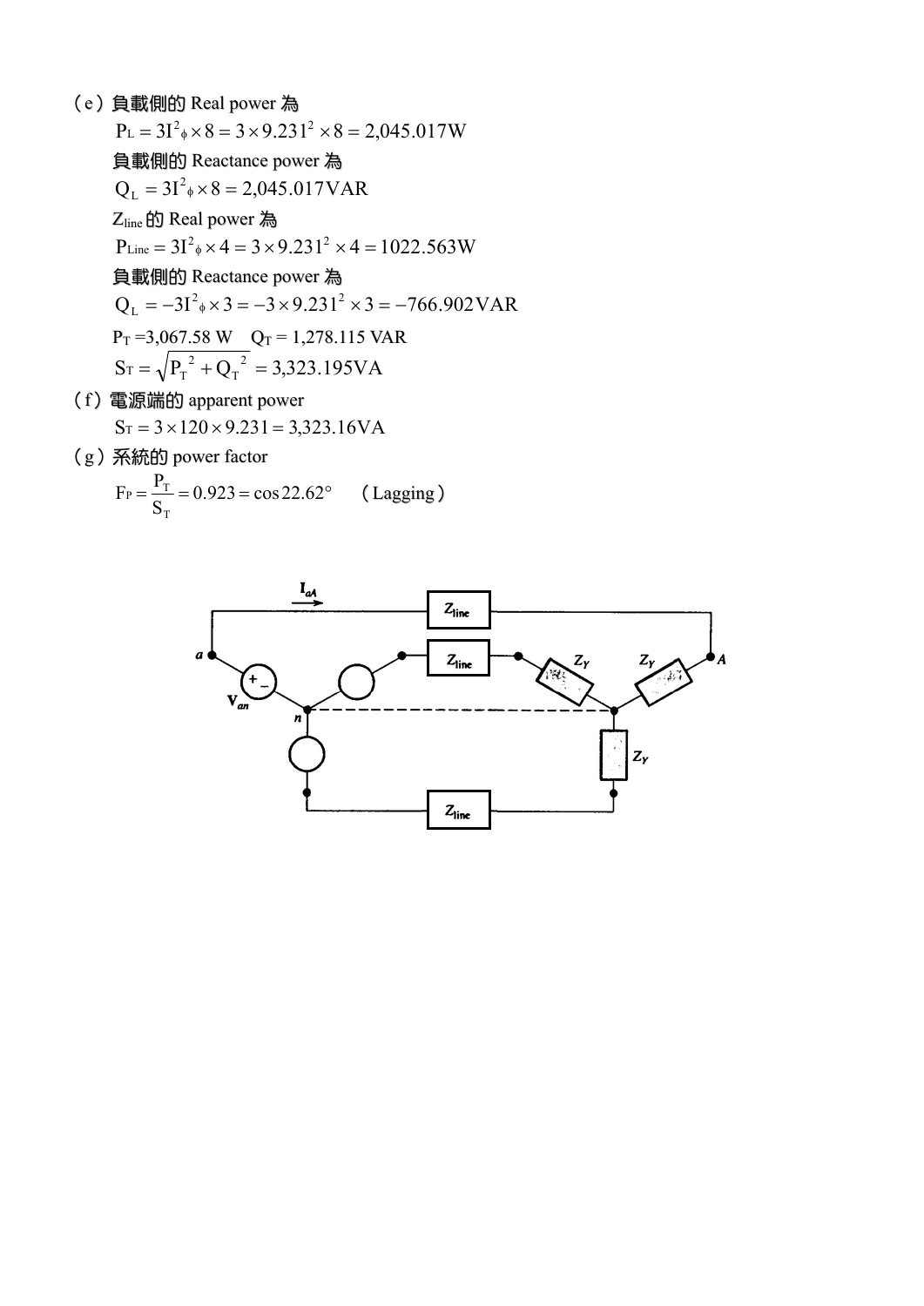（e）負載側的 Real power 為

$$P_L = 3I^2_\phi \times 8 = 3 \times 9.231^2 \times 8 = 2{,}045.017\text{W}$$

負載側的 Reactance power 為

$$Q_L = 3I^2_\phi \times 8 = 2{,}045.017\text{VAR}$$

$Z_{line}$ 的 Real power 為

$$P_{Line} = 3I^2_\phi \times 4 = 3 \times 9.231^2 \times 4 = 1022.563\text{W}$$

負載側的 Reactance power 為

$$Q_L = -3I^2_\phi \times 3 = -3 \times 9.231^2 \times 3 = -766.902\text{VAR}$$

$P_T$ =3,067.58 W　$Q_T$ = 1,278.115 VAR

$$S_T = \sqrt{P_T^{\ 2} + Q_T^{\ 2}} = 3{,}323.195\text{VA}$$

（f）電源端的 apparent power

$$S_T = 3 \times 120 \times 9.231 = 3{,}323.16\text{VA}$$

（g）系統的 power factor

$$F_P = \frac{P_T}{S_T} = 0.923 = \cos 22.62^\circ \quad \text{（Lagging）}$$

$I_{aA}$

$Z_{line}$

$Z_{line}$

$Z_{line}$

$Z_Y$

$Z_Y$

$Z_Y$

a

A

n

$V_{an}$